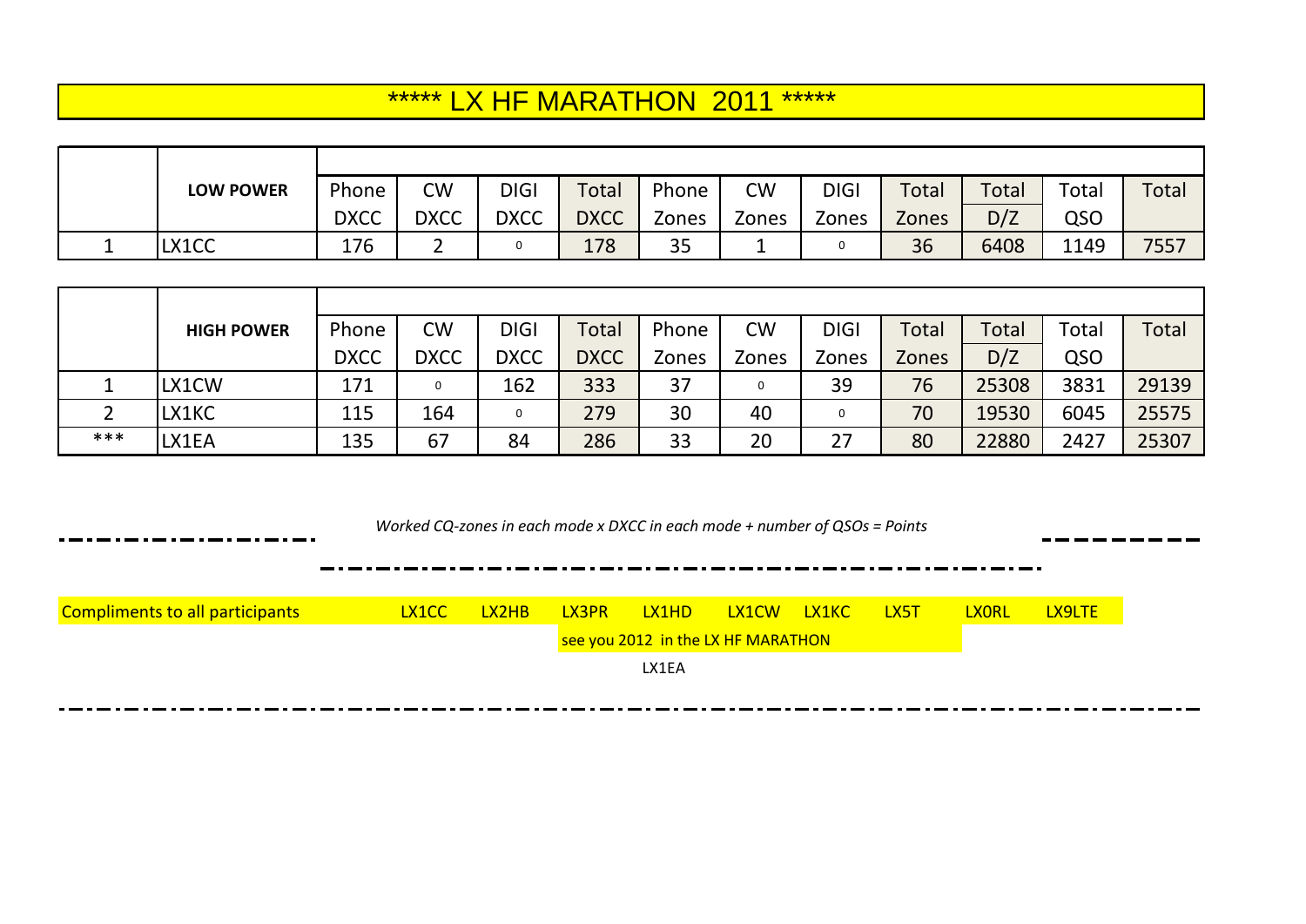# ***** LX HF MARATHON 2011 *****

| | LOW POWER | Phone DXCC | CW DXCC | DIGI DXCC | Total DXCC | Phone Zones | CW Zones | DIGI Zones | Total Zones | Total D/Z | Total QSO | Total |
|---|---|---|---|---|---|---|---|---|---|---|---|---|
| 1 | LX1CC | 176 | 2 | 0 | 178 | 35 | 1 | 0 | 36 | 6408 | 1149 | 7557 |

| | HIGH POWER | Phone DXCC | CW DXCC | DIGI DXCC | Total DXCC | Phone Zones | CW Zones | DIGI Zones | Total Zones | Total D/Z | Total QSO | Total |
|---|---|---|---|---|---|---|---|---|---|---|---|---|
| 1 | LX1CW | 171 | 0 | 162 | 333 | 37 | 0 | 39 | 76 | 25308 | 3831 | 29139 |
| 2 | LX1KC | 115 | 164 | 0 | 279 | 30 | 40 | 0 | 70 | 19530 | 6045 | 25575 |
| *** | LX1EA | 135 | 67 | 84 | 286 | 33 | 20 | 27 | 80 | 22880 | 2427 | 25307 |

*Worked CQ-zones in each mode x DXCC in each mode + number of QSOs = Points*

Compliments to all participants LX1CC LX2HB LX3PR LX1HD LX1CW LX1KC LX5T LX0RL LX9LTE

see you 2012 in the LX HF MARATHON

LX1EA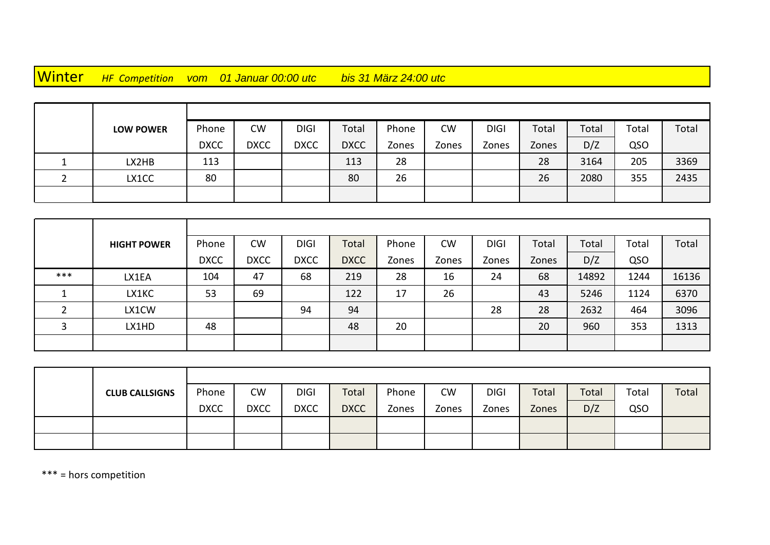# Winter *HF Competition vom 01 Januar 00:00 utc bis 31 März 24:00 utc*

| | **LOW POWER** | Phone DXCC | CW DXCC | DIGI DXCC | Total DXCC | Phone Zones | CW Zones | DIGI Zones | Total Zones | Total D/Z | Total QSO | Total |
|---|---|---|---|---|---|---|---|---|---|---|---|---|
| 1 | LX2HB | 113 | | | 113 | 28 | | | 28 | 3164 | 205 | 3369 |
| 2 | LX1CC | 80 | | | 80 | 26 | | | 26 | 2080 | 355 | 2435 |
| | | | | | | | | | | | | |

| | **HIGHT POWER** | Phone DXCC | CW DXCC | DIGI DXCC | Total DXCC | Phone Zones | CW Zones | DIGI Zones | Total Zones | Total D/Z | Total QSO | Total |
|---|---|---|---|---|---|---|---|---|---|---|---|---|
| *** | LX1EA | 104 | 47 | 68 | 219 | 28 | 16 | 24 | 68 | 14892 | 1244 | 16136 |
| 1 | LX1KC | 53 | 69 | | 122 | 17 | 26 | | 43 | 5246 | 1124 | 6370 |
| 2 | LX1CW | | | 94 | 94 | | | 28 | 28 | 2632 | 464 | 3096 |
| 3 | LX1HD | 48 | | | 48 | 20 | | | 20 | 960 | 353 | 1313 |
| | | | | | | | | | | | | |

| | **CLUB CALLSIGNS** | Phone DXCC | CW DXCC | DIGI DXCC | Total DXCC | Phone Zones | CW Zones | DIGI Zones | Total Zones | Total D/Z | Total QSO | Total |
|---|---|---|---|---|---|---|---|---|---|---|---|---|
| | | | | | | | | | | | | |
| | | | | | | | | | | | | |

*** = hors competition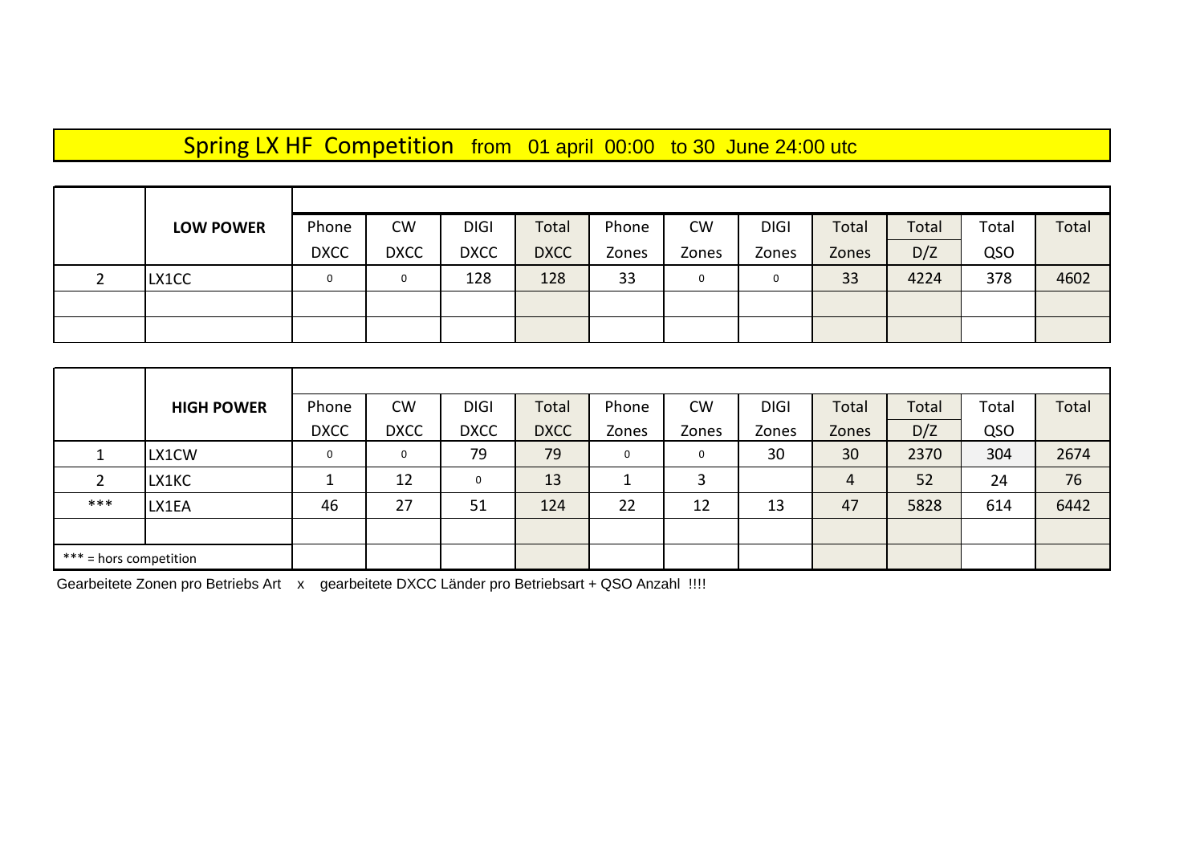# Spring LX HF Competition from 01 april 00:00 to 30 June 24:00 utc

| | LOW POWER | Phone DXCC | CW DXCC | DIGI DXCC | Total DXCC | Phone Zones | CW Zones | DIGI Zones | Total Zones | Total D/Z | Total QSO | Total |
|---|---|---|---|---|---|---|---|---|---|---|---|---|
| 2 | LX1CC | 0 | 0 | 128 | 128 | 33 | 0 | 0 | 33 | 4224 | 378 | 4602 |
| | | | | | | | | | | | | |
| | | | | | | | | | | | | |

| | HIGH POWER | Phone DXCC | CW DXCC | DIGI DXCC | Total DXCC | Phone Zones | CW Zones | DIGI Zones | Total Zones | Total D/Z | Total QSO | Total |
|---|---|---|---|---|---|---|---|---|---|---|---|---|
| 1 | LX1CW | 0 | 0 | 79 | 79 | 0 | 0 | 30 | 30 | 2370 | 304 | 2674 |
| 2 | LX1KC | 1 | 12 | 0 | 13 | 1 | 3 | | 4 | 52 | 24 | 76 |
| *** | LX1EA | 46 | 27 | 51 | 124 | 22 | 12 | 13 | 47 | 5828 | 614 | 6442 |
| | | | | | | | | | | | | |
| *** = hors competition | | | | | | | | | | | | |

Gearbeitete Zonen pro Betriebs Art x gearbeitete DXCC Länder pro Betriebsart + QSO Anzahl !!!!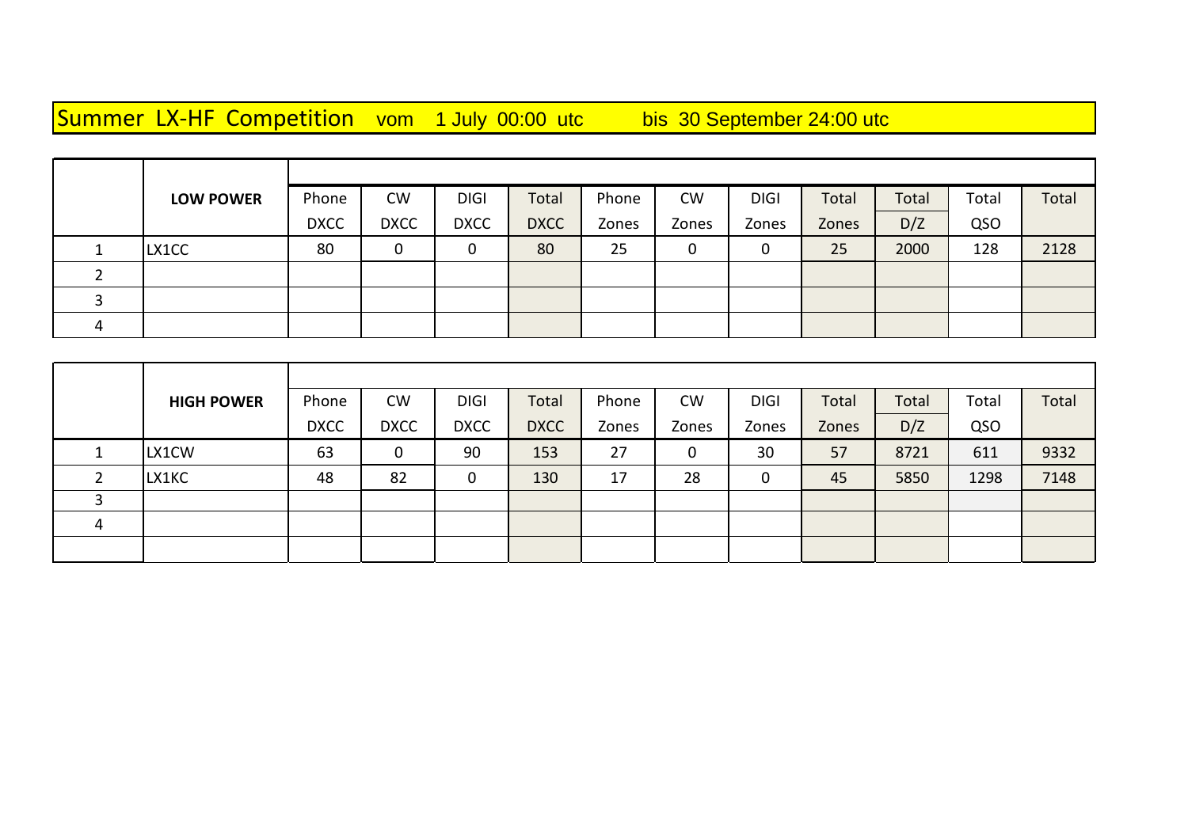# Summer LX-HF Competition vom 1 July 00:00 utc bis 30 September 24:00 utc

| | LOW POWER | Phone DXCC | CW DXCC | DIGI DXCC | Total DXCC | Phone Zones | CW Zones | DIGI Zones | Total Zones | Total D/Z | Total QSO | Total |
|---|---|---|---|---|---|---|---|---|---|---|---|---|
| 1 | LX1CC | 80 | 0 | 0 | 80 | 25 | 0 | 0 | 25 | 2000 | 128 | 2128 |
| 2 | | | | | | | | | | | | |
| 3 | | | | | | | | | | | | |
| 4 | | | | | | | | | | | | |

| | HIGH POWER | Phone DXCC | CW DXCC | DIGI DXCC | Total DXCC | Phone Zones | CW Zones | DIGI Zones | Total Zones | Total D/Z | Total QSO | Total |
|---|---|---|---|---|---|---|---|---|---|---|---|---|
| 1 | LX1CW | 63 | 0 | 90 | 153 | 27 | 0 | 30 | 57 | 8721 | 611 | 9332 |
| 2 | LX1KC | 48 | 82 | 0 | 130 | 17 | 28 | 0 | 45 | 5850 | 1298 | 7148 |
| 3 | | | | | | | | | | | | |
| 4 | | | | | | | | | | | | |
| | | | | | | | | | | | | |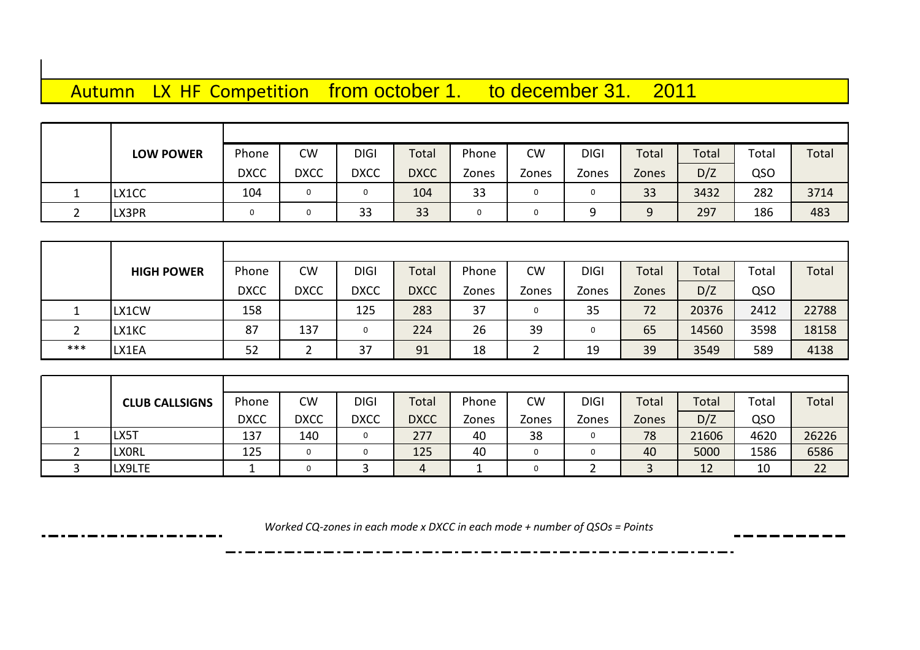# Autumn LX HF Competition from october 1. to december 31. 2011

| | LOW POWER | Phone DXCC | CW DXCC | DIGI DXCC | Total DXCC | Phone Zones | CW Zones | DIGI Zones | Total Zones | Total D/Z | Total QSO | Total |
|---|---|---|---|---|---|---|---|---|---|---|---|---|
| 1 | LX1CC | 104 | 0 | 0 | 104 | 33 | 0 | 0 | 33 | 3432 | 282 | 3714 |
| 2 | LX3PR | 0 | 0 | 33 | 33 | 0 | 0 | 9 | 9 | 297 | 186 | 483 |

| | HIGH POWER | Phone DXCC | CW DXCC | DIGI DXCC | Total DXCC | Phone Zones | CW Zones | DIGI Zones | Total Zones | Total D/Z | Total QSO | Total |
|---|---|---|---|---|---|---|---|---|---|---|---|---|
| 1 | LX1CW | 158 | | 125 | 283 | 37 | 0 | 35 | 72 | 20376 | 2412 | 22788 |
| 2 | LX1KC | 87 | 137 | 0 | 224 | 26 | 39 | 0 | 65 | 14560 | 3598 | 18158 |
| *** | LX1EA | 52 | 2 | 37 | 91 | 18 | 2 | 19 | 39 | 3549 | 589 | 4138 |

| | CLUB CALLSIGNS | Phone DXCC | CW DXCC | DIGI DXCC | Total DXCC | Phone Zones | CW Zones | DIGI Zones | Total Zones | Total D/Z | Total QSO | Total |
|---|---|---|---|---|---|---|---|---|---|---|---|---|
| 1 | LX5T | 137 | 140 | 0 | 277 | 40 | 38 | 0 | 78 | 21606 | 4620 | 26226 |
| 2 | LX0RL | 125 | 0 | 0 | 125 | 40 | 0 | 0 | 40 | 5000 | 1586 | 6586 |
| 3 | LX9LTE | 1 | 0 | 3 | 4 | 1 | 0 | 2 | 3 | 12 | 10 | 22 |

*Worked CQ-zones in each mode x DXCC in each mode + number of QSOs = Points*